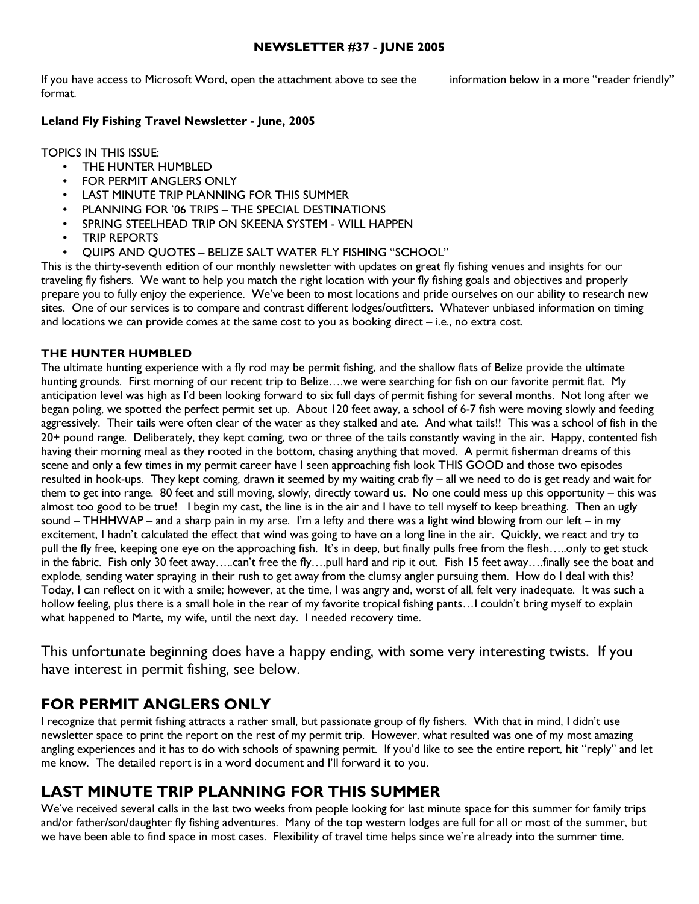**NEWSLETTER #37 - JUNE 2005**

If you have access to Microsoft Word, open the attachment above to see the information below in a more "reader friendly" format.

**Leland Fly Fishing Travel Newsletter - June, 2005**

TOPICS IN THIS ISSUE:

- THE HUNTER HUMBLED
- FOR PERMIT ANGLERS ONLY
- LAST MINUTE TRIP PLANNING FOR THIS SUMMER
- PLANNING FOR '06 TRIPS – THE SPECIAL DESTINATIONS
- SPRING STEELHEAD TRIP ON SKEENA SYSTEM - WILL HAPPEN
- TRIP REPORTS
- QUIPS AND QUOTES – BELIZE SALT WATER FLY FISHING "SCHOOL"

This is the thirty-seventh edition of our monthly newsletter with updates on great fly fishing venues and insights for our traveling fly fishers. We want to help you match the right location with your fly fishing goals and objectives and properly prepare you to fully enjoy the experience. We've been to most locations and pride ourselves on our ability to research new sites. One of our services is to compare and contrast different lodges/outfitters. Whatever unbiased information on timing and locations we can provide comes at the same cost to you as booking direct – i.e., no extra cost.

**THE HUNTER HUMBLED**

The ultimate hunting experience with a fly rod may be permit fishing, and the shallow flats of Belize provide the ultimate hunting grounds. First morning of our recent trip to Belize….we were searching for fish on our favorite permit flat. My anticipation level was high as I'd been looking forward to six full days of permit fishing for several months. Not long after we began poling, we spotted the perfect permit set up. About 120 feet away, a school of 6-7 fish were moving slowly and feeding aggressively. Their tails were often clear of the water as they stalked and ate. And what tails!! This was a school of fish in the 20+ pound range. Deliberately, they kept coming, two or three of the tails constantly waving in the air. Happy, contented fish having their morning meal as they rooted in the bottom, chasing anything that moved. A permit fisherman dreams of this scene and only a few times in my permit career have I seen approaching fish look THIS GOOD and those two episodes resulted in hook-ups. They kept coming, drawn it seemed by my waiting crab fly – all we need to do is get ready and wait for them to get into range. 80 feet and still moving, slowly, directly toward us. No one could mess up this opportunity – this was almost too good to be true! I begin my cast, the line is in the air and I have to tell myself to keep breathing. Then an ugly sound – THHHWAP – and a sharp pain in my arse. I'm a lefty and there was a light wind blowing from our left – in my excitement, I hadn't calculated the effect that wind was going to have on a long line in the air. Quickly, we react and try to pull the fly free, keeping one eye on the approaching fish. It's in deep, but finally pulls free from the flesh…..only to get stuck in the fabric. Fish only 30 feet away…..can't free the fly….pull hard and rip it out. Fish 15 feet away….finally see the boat and explode, sending water spraying in their rush to get away from the clumsy angler pursuing them. How do I deal with this? Today, I can reflect on it with a smile; however, at the time, I was angry and, worst of all, felt very inadequate. It was such a hollow feeling, plus there is a small hole in the rear of my favorite tropical fishing pants…I couldn't bring myself to explain what happened to Marte, my wife, until the next day. I needed recovery time.

This unfortunate beginning does have a happy ending, with some very interesting twists. If you have interest in permit fishing, see below.

## FOR PERMIT ANGLERS ONLY

I recognize that permit fishing attracts a rather small, but passionate group of fly fishers. With that in mind, I didn't use newsletter space to print the report on the rest of my permit trip. However, what resulted was one of my most amazing angling experiences and it has to do with schools of spawning permit. If you'd like to see the entire report, hit "reply" and let me know. The detailed report is in a word document and I'll forward it to you.

## LAST MINUTE TRIP PLANNING FOR THIS SUMMER

We've received several calls in the last two weeks from people looking for last minute space for this summer for family trips and/or father/son/daughter fly fishing adventures. Many of the top western lodges are full for all or most of the summer, but we have been able to find space in most cases. Flexibility of travel time helps since we're already into the summer time.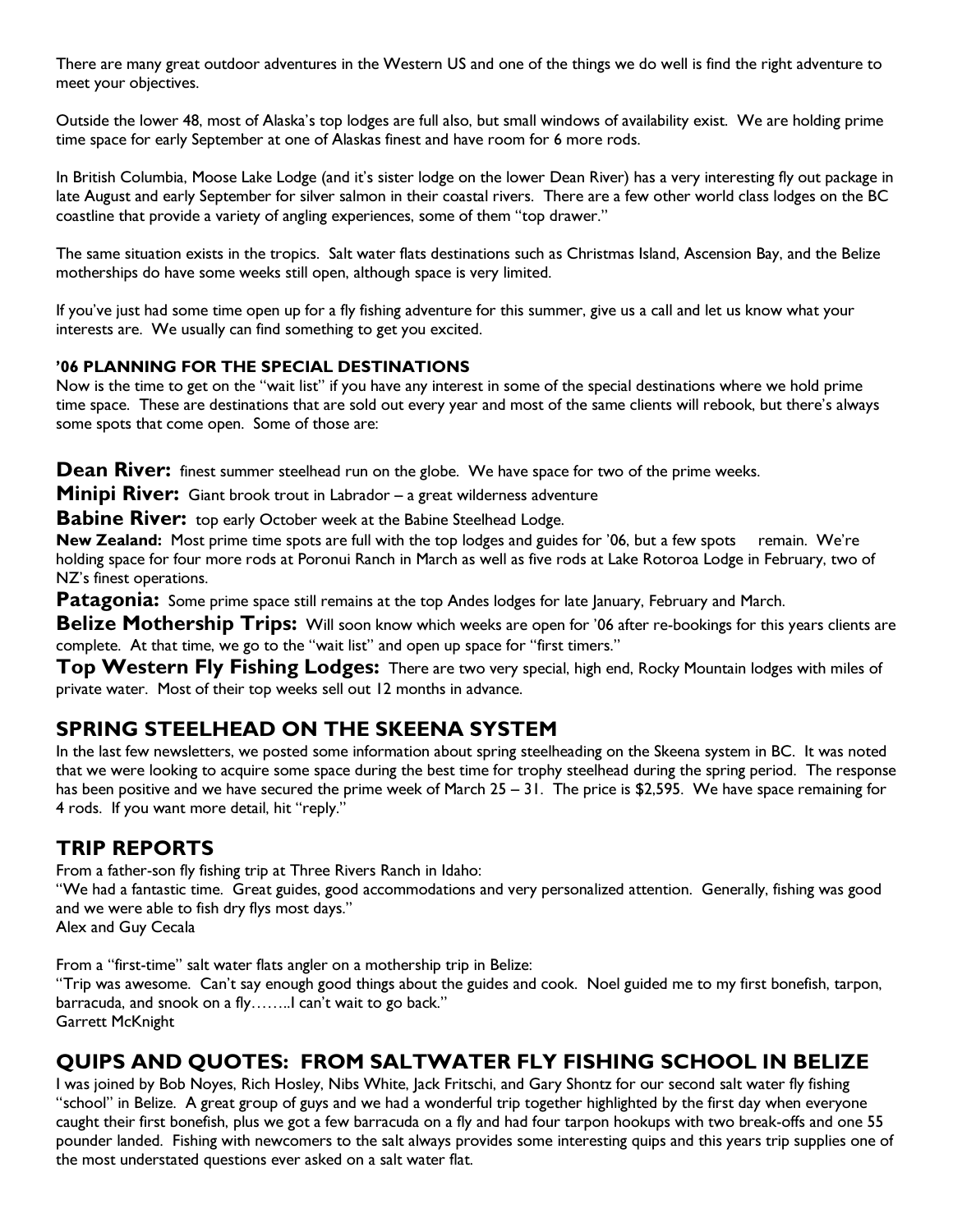There are many great outdoor adventures in the Western US and one of the things we do well is find the right adventure to meet your objectives.

Outside the lower 48, most of Alaska's top lodges are full also, but small windows of availability exist. We are holding prime time space for early September at one of Alaskas finest and have room for 6 more rods.

In British Columbia, Moose Lake Lodge (and it's sister lodge on the lower Dean River) has a very interesting fly out package in late August and early September for silver salmon in their coastal rivers. There are a few other world class lodges on the BC coastline that provide a variety of angling experiences, some of them "top drawer."

The same situation exists in the tropics. Salt water flats destinations such as Christmas Island, Ascension Bay, and the Belize motherships do have some weeks still open, although space is very limited.

If you've just had some time open up for a fly fishing adventure for this summer, give us a call and let us know what your interests are. We usually can find something to get you excited.

#### '06 PLANNING FOR THE SPECIAL DESTINATIONS

Now is the time to get on the "wait list" if you have any interest in some of the special destinations where we hold prime time space. These are destinations that are sold out every year and most of the same clients will rebook, but there's always some spots that come open. Some of those are:

**Dean River:** finest summer steelhead run on the globe. We have space for two of the prime weeks.

**Minipi River:** Giant brook trout in Labrador – a great wilderness adventure

**Babine River:** top early October week at the Babine Steelhead Lodge.

**New Zealand:** Most prime time spots are full with the top lodges and guides for '06, but a few spots remain. We're holding space for four more rods at Poronui Ranch in March as well as five rods at Lake Rotoroa Lodge in February, two of NZ's finest operations.

**Patagonia:** Some prime space still remains at the top Andes lodges for late January, February and March.

**Belize Mothership Trips:** Will soon know which weeks are open for '06 after re-bookings for this years clients are complete. At that time, we go to the "wait list" and open up space for "first timers."

**Top Western Fly Fishing Lodges:** There are two very special, high end, Rocky Mountain lodges with miles of private water. Most of their top weeks sell out 12 months in advance.

## SPRING STEELHEAD ON THE SKEENA SYSTEM

In the last few newsletters, we posted some information about spring steelheading on the Skeena system in BC. It was noted that we were looking to acquire some space during the best time for trophy steelhead during the spring period. The response has been positive and we have secured the prime week of March 25 – 31. The price is $2,595. We have space remaining for 4 rods. If you want more detail, hit "reply."

## TRIP REPORTS

From a father-son fly fishing trip at Three Rivers Ranch in Idaho:
"We had a fantastic time. Great guides, good accommodations and very personalized attention. Generally, fishing was good and we were able to fish dry flys most days."
Alex and Guy Cecala

From a "first-time" salt water flats angler on a mothership trip in Belize:
"Trip was awesome. Can't say enough good things about the guides and cook. Noel guided me to my first bonefish, tarpon, barracuda, and snook on a fly……..I can't wait to go back."
Garrett McKnight

## QUIPS AND QUOTES: FROM SALTWATER FLY FISHING SCHOOL IN BELIZE

I was joined by Bob Noyes, Rich Hosley, Nibs White, Jack Fritschi, and Gary Shontz for our second salt water fly fishing "school" in Belize. A great group of guys and we had a wonderful trip together highlighted by the first day when everyone caught their first bonefish, plus we got a few barracuda on a fly and had four tarpon hookups with two break-offs and one 55 pounder landed. Fishing with newcomers to the salt always provides some interesting quips and this years trip supplies one of the most understated questions ever asked on a salt water flat.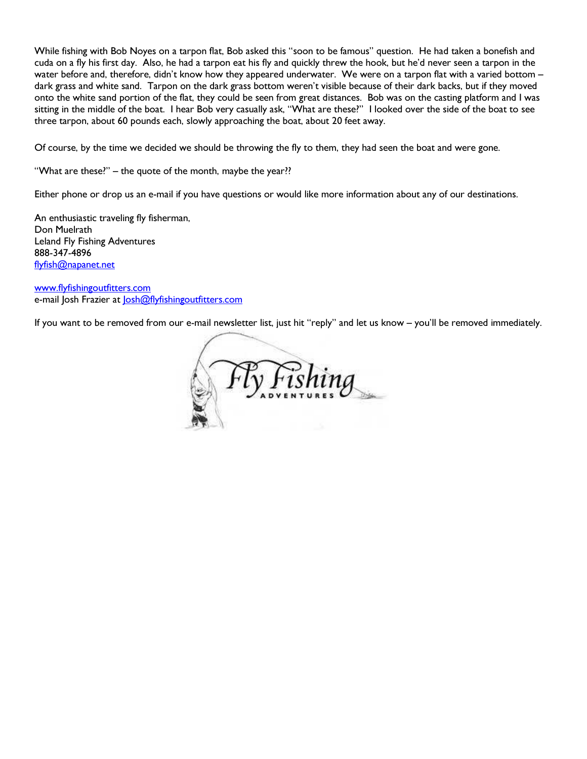While fishing with Bob Noyes on a tarpon flat, Bob asked this "soon to be famous" question. He had taken a bonefish and cuda on a fly his first day. Also, he had a tarpon eat his fly and quickly threw the hook, but he'd never seen a tarpon in the water before and, therefore, didn't know how they appeared underwater. We were on a tarpon flat with a varied bottom – dark grass and white sand. Tarpon on the dark grass bottom weren't visible because of their dark backs, but if they moved onto the white sand portion of the flat, they could be seen from great distances. Bob was on the casting platform and I was sitting in the middle of the boat. I hear Bob very casually ask, "What are these?" I looked over the side of the boat to see three tarpon, about 60 pounds each, slowly approaching the boat, about 20 feet away.

Of course, by the time we decided we should be throwing the fly to them, they had seen the boat and were gone.

"What are these?" – the quote of the month, maybe the year??

Either phone or drop us an e-mail if you have questions or would like more information about any of our destinations.

An enthusiastic traveling fly fisherman,
Don Muelrath
Leland Fly Fishing Adventures
888-347-4896
flyfish@napanet.net

www.flyfishingoutfitters.com
e-mail Josh Frazier at Josh@flyfishingoutfitters.com

If you want to be removed from our e-mail newsletter list, just hit "reply" and let us know – you'll be removed immediately.

Fly Fishing
ADVENTURES